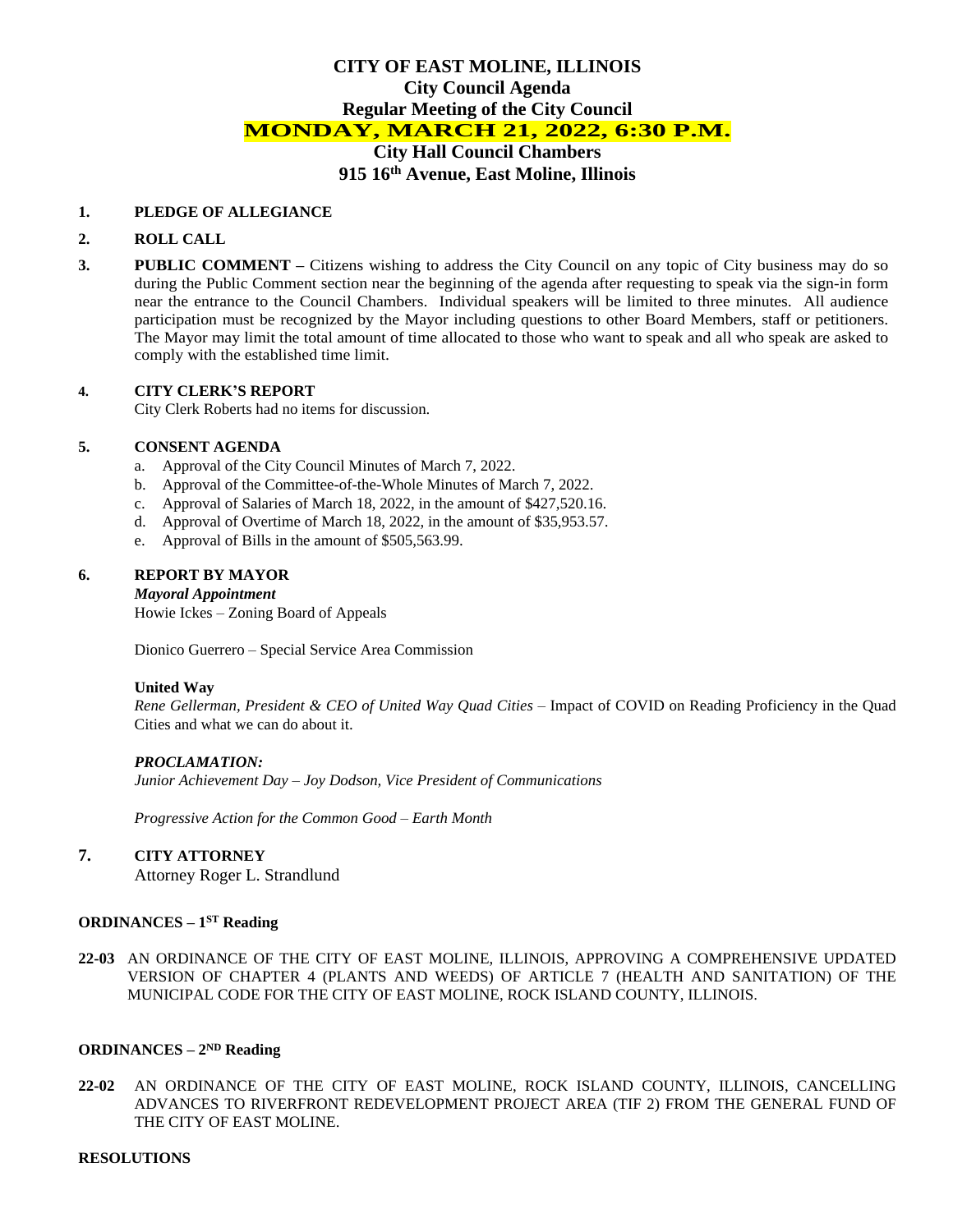# CITY OF EAST MOLINE, ILLINOIS
## City Council Agenda
## Regular Meeting of the City Council
## MONDAY, MARCH 21, 2022, 6:30 P.M.
## City Hall Council Chambers
## 915 16th Avenue, East Moline, Illinois

**1. PLEDGE OF ALLEGIANCE**

**2. ROLL CALL**

**3. PUBLIC COMMENT –** Citizens wishing to address the City Council on any topic of City business may do so during the Public Comment section near the beginning of the agenda after requesting to speak via the sign-in form near the entrance to the Council Chambers. Individual speakers will be limited to three minutes. All audience participation must be recognized by the Mayor including questions to other Board Members, staff or petitioners. The Mayor may limit the total amount of time allocated to those who want to speak and all who speak are asked to comply with the established time limit.

**4. CITY CLERK'S REPORT**
City Clerk Roberts had no items for discussion.

**5. CONSENT AGENDA**

a. Approval of the City Council Minutes of March 7, 2022.
b. Approval of the Committee-of-the-Whole Minutes of March 7, 2022.
c. Approval of Salaries of March 18, 2022, in the amount of $427,520.16.
d. Approval of Overtime of March 18, 2022, in the amount of $35,953.57.
e. Approval of Bills in the amount of $505,563.99.

**6. REPORT BY MAYOR**

***Mayoral Appointment***
Howie Ickes – Zoning Board of Appeals

Dionico Guerrero – Special Service Area Commission

**United Way**
*Rene Gellerman, President & CEO of United Way Quad Cities* – Impact of COVID on Reading Proficiency in the Quad Cities and what we can do about it.

***PROCLAMATION:***
*Junior Achievement Day – Joy Dodson, Vice President of Communications*

*Progressive Action for the Common Good – Earth Month*

**7. CITY ATTORNEY**
Attorney Roger L. Strandlund

**ORDINANCES – 1ST Reading**

**22-03** AN ORDINANCE OF THE CITY OF EAST MOLINE, ILLINOIS, APPROVING A COMPREHENSIVE UPDATED VERSION OF CHAPTER 4 (PLANTS AND WEEDS) OF ARTICLE 7 (HEALTH AND SANITATION) OF THE MUNICIPAL CODE FOR THE CITY OF EAST MOLINE, ROCK ISLAND COUNTY, ILLINOIS.

**ORDINANCES – 2ND Reading**

**22-02** AN ORDINANCE OF THE CITY OF EAST MOLINE, ROCK ISLAND COUNTY, ILLINOIS, CANCELLING ADVANCES TO RIVERFRONT REDEVELOPMENT PROJECT AREA (TIF 2) FROM THE GENERAL FUND OF THE CITY OF EAST MOLINE.

**RESOLUTIONS**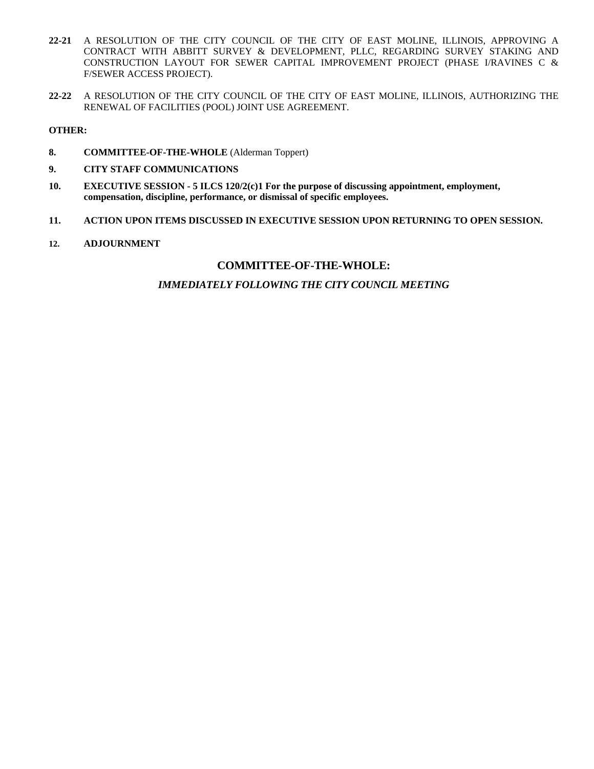**22-21** A RESOLUTION OF THE CITY COUNCIL OF THE CITY OF EAST MOLINE, ILLINOIS, APPROVING A CONTRACT WITH ABBITT SURVEY & DEVELOPMENT, PLLC, REGARDING SURVEY STAKING AND CONSTRUCTION LAYOUT FOR SEWER CAPITAL IMPROVEMENT PROJECT (PHASE I/RAVINES C & F/SEWER ACCESS PROJECT).

**22-22** A RESOLUTION OF THE CITY COUNCIL OF THE CITY OF EAST MOLINE, ILLINOIS, AUTHORIZING THE RENEWAL OF FACILITIES (POOL) JOINT USE AGREEMENT.

**OTHER:**

**8. COMMITTEE-OF-THE-WHOLE** (Alderman Toppert)

**9. CITY STAFF COMMUNICATIONS**

**10. EXECUTIVE SESSION - 5 ILCS 120/2(c)1 For the purpose of discussing appointment, employment, compensation, discipline, performance, or dismissal of specific employees.**

**11. ACTION UPON ITEMS DISCUSSED IN EXECUTIVE SESSION UPON RETURNING TO OPEN SESSION.**

**12. ADJOURNMENT**

## COMMITTEE-OF-THE-WHOLE:

***IMMEDIATELY FOLLOWING THE CITY COUNCIL MEETING***